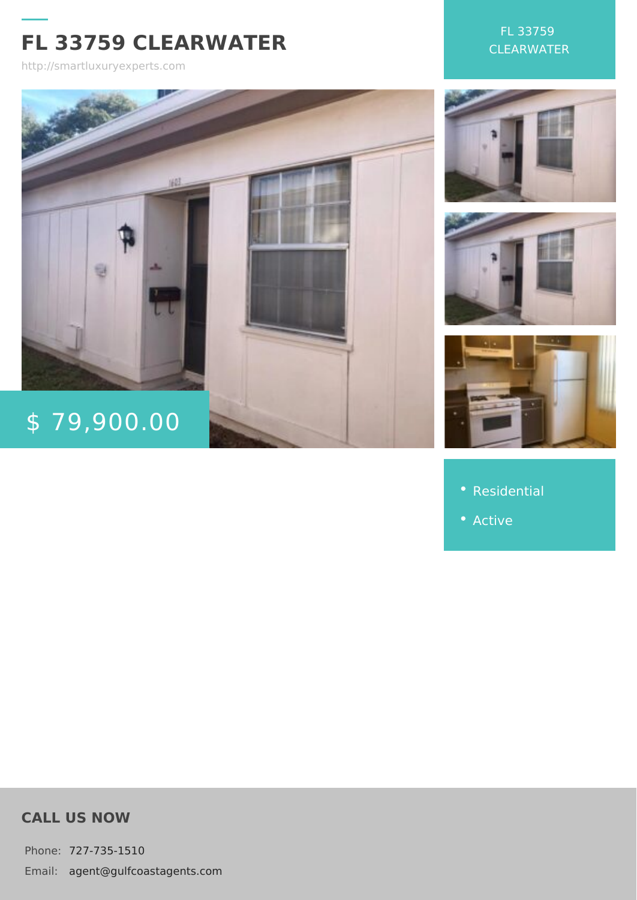# FL 33759 CLEARWATER

http://smartluxuryexperts.com

FL 33759 CLEARWATER

$ 79,900.00

- Residential
- Active

## CALL US NOW

Phone: 727-735-1510

Email: agent@gulfcoastagents.com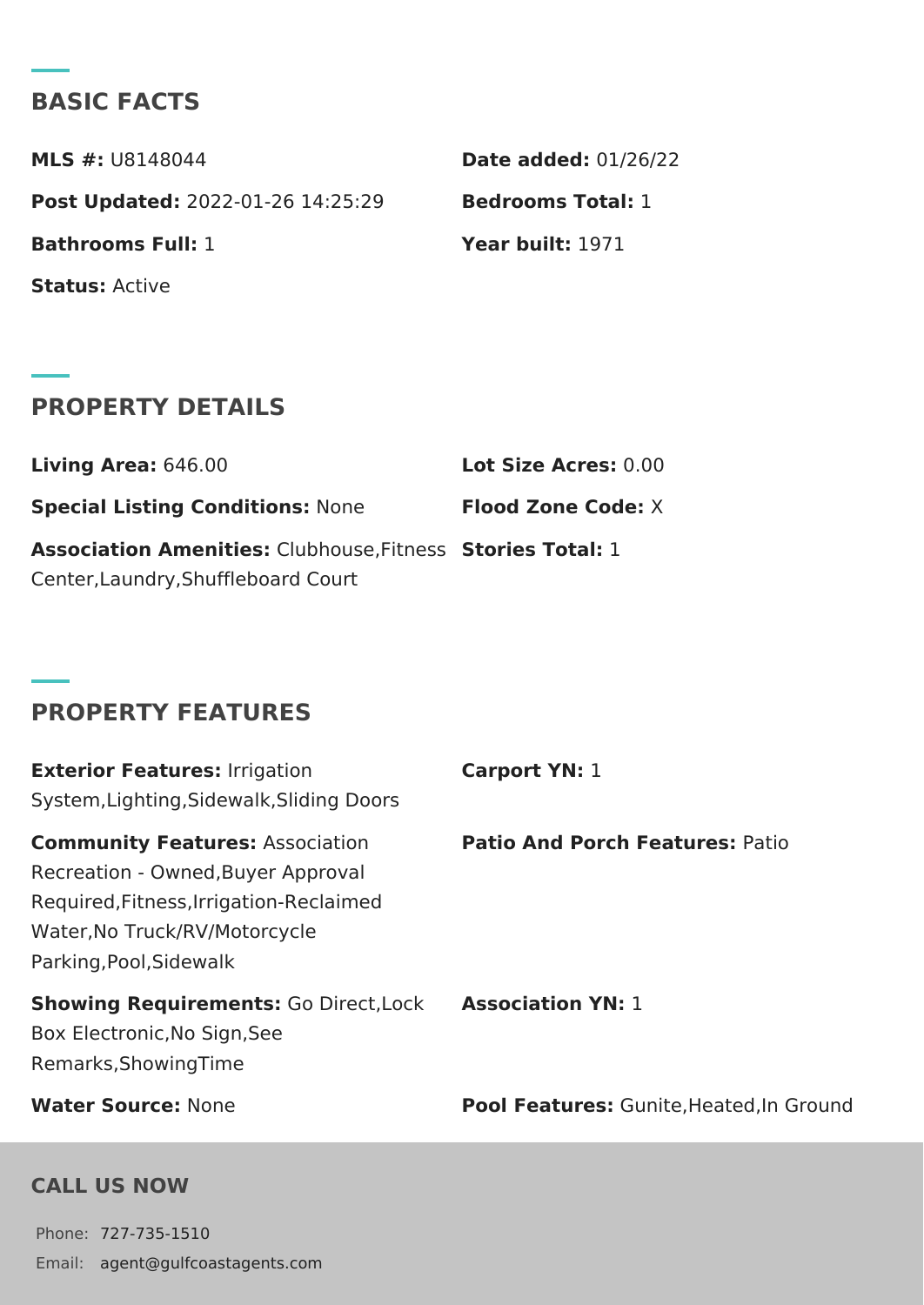## BASIC FACTS

**MLS #:** U8148044

**Date added:** 01/26/22

**Post Updated:** 2022-01-26 14:25:29

**Bedrooms Total:** 1

**Bathrooms Full:** 1

**Year built:** 1971

**Status:** Active

## PROPERTY DETAILS

**Living Area:** 646.00

**Lot Size Acres:** 0.00

**Special Listing Conditions:** None

**Flood Zone Code:** X

**Association Amenities:** Clubhouse,Fitness Center,Laundry,Shuffleboard Court

**Stories Total:** 1

## PROPERTY FEATURES

**Exterior Features:** Irrigation System,Lighting,Sidewalk,Sliding Doors

**Carport YN:** 1

**Community Features:** Association Recreation - Owned,Buyer Approval Required,Fitness,Irrigation-Reclaimed Water,No Truck/RV/Motorcycle Parking,Pool,Sidewalk

**Patio And Porch Features:** Patio

**Showing Requirements:** Go Direct,Lock Box Electronic,No Sign,See Remarks,ShowingTime

**Association YN:** 1

**Water Source:** None

**Pool Features:** Gunite,Heated,In Ground

## CALL US NOW

Phone: 727-735-1510

Email: agent@gulfcoastagents.com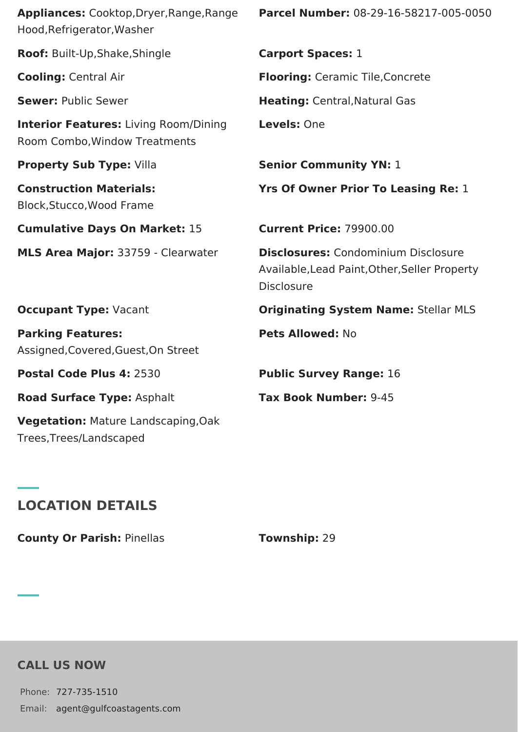**Appliances:** Cooktop,Dryer,Range,Range Hood,Refrigerator,Washer

**Parcel Number:** 08-29-16-58217-005-0050

**Roof:** Built-Up,Shake,Shingle

**Carport Spaces:** 1

**Cooling:** Central Air

**Flooring:** Ceramic Tile,Concrete

**Sewer:** Public Sewer

**Heating:** Central,Natural Gas

**Interior Features:** Living Room/Dining Room Combo,Window Treatments

**Levels:** One

**Property Sub Type:** Villa

**Senior Community YN:** 1

**Construction Materials:** Block,Stucco,Wood Frame

**Yrs Of Owner Prior To Leasing Re:** 1

**Cumulative Days On Market:** 15

**Current Price:** 79900.00

**MLS Area Major:** 33759 - Clearwater

**Disclosures:** Condominium Disclosure Available,Lead Paint,Other,Seller Property Disclosure

**Occupant Type:** Vacant

**Originating System Name:** Stellar MLS

**Parking Features:** Assigned,Covered,Guest,On Street

**Pets Allowed:** No

**Postal Code Plus 4:** 2530

**Public Survey Range:** 16

**Road Surface Type:** Asphalt

**Tax Book Number:** 9-45

**Vegetation:** Mature Landscaping,Oak Trees,Trees/Landscaped

## LOCATION DETAILS

**County Or Parish:** Pinellas

**Township:** 29

## CALL US NOW

Phone: 727-735-1510

Email: agent@gulfcoastagents.com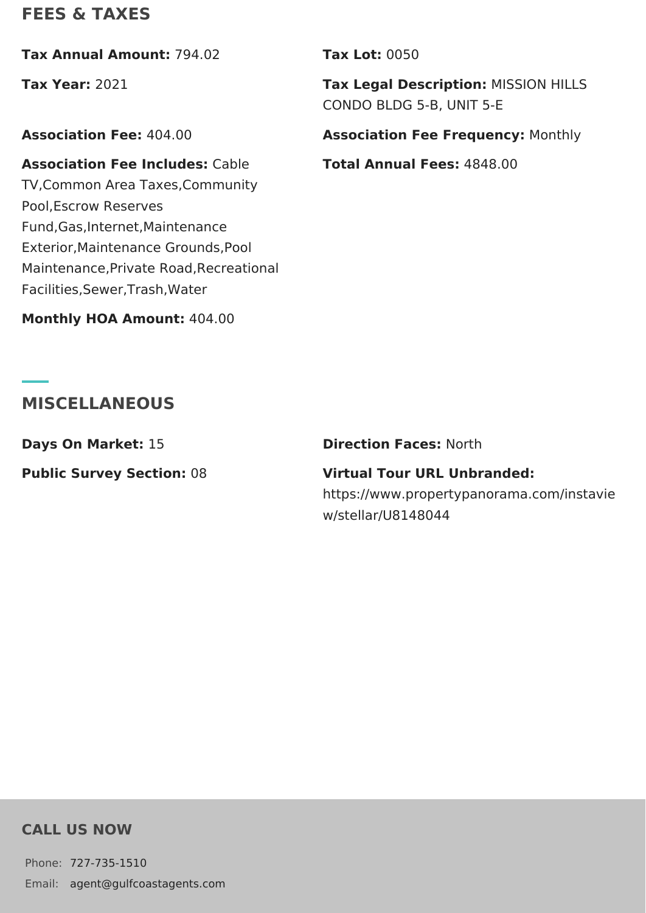## FEES & TAXES

**Tax Annual Amount:** 794.02

**Tax Lot:** 0050

**Tax Year:** 2021

**Tax Legal Description:** MISSION HILLS CONDO BLDG 5-B, UNIT 5-E

**Association Fee:** 404.00

**Association Fee Frequency:** Monthly

**Association Fee Includes:** Cable TV,Common Area Taxes,Community Pool,Escrow Reserves Fund,Gas,Internet,Maintenance Exterior,Maintenance Grounds,Pool Maintenance,Private Road,Recreational Facilities,Sewer,Trash,Water

**Total Annual Fees:** 4848.00

**Monthly HOA Amount:** 404.00

## MISCELLANEOUS

**Days On Market:** 15

**Direction Faces:** North

**Public Survey Section:** 08

**Virtual Tour URL Unbranded:** https://www.propertypanorama.com/instaview/stellar/U8148044

### CALL US NOW

Phone: 727-735-1510

Email: agent@gulfcoastagents.com